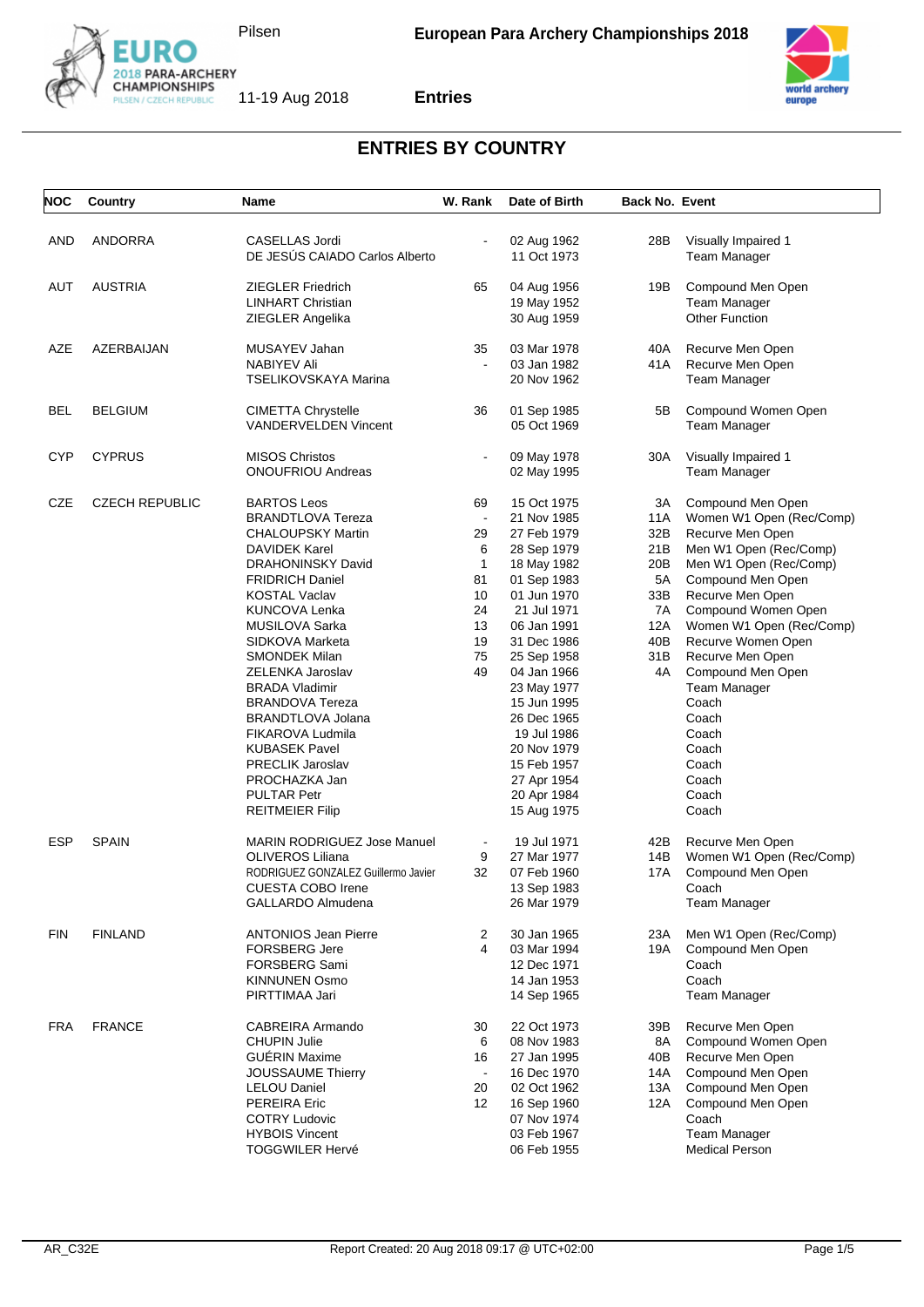# European Para Archery Championships 2018

Pilsen

11-19 Aug 2018

**Entries**

## ENTRIES BY COUNTRY

| NOC | Country | Name | W. Rank | Date of Birth | Back No. | Event |
|---|---|---|---|---|---|---|
| AND | ANDORRA | CASELLAS Jordi | - | 02 Aug 1962 | 28B | Visually Impaired 1 |
| | | DE JESÚS CAIADO Carlos Alberto | | 11 Oct 1973 | | Team Manager |
| AUT | AUSTRIA | ZIEGLER Friedrich | 65 | 04 Aug 1956 | 19B | Compound Men Open |
| | | LINHART Christian | | 19 May 1952 | | Team Manager |
| | | ZIEGLER Angelika | | 30 Aug 1959 | | Other Function |
| AZE | AZERBAIJAN | MUSAYEV Jahan | 35 | 03 Mar 1978 | 40A | Recurve Men Open |
| | | NABIYEV Ali | - | 03 Jan 1982 | 41A | Recurve Men Open |
| | | TSELIKOVSKAYA Marina | | 20 Nov 1962 | | Team Manager |
| BEL | BELGIUM | CIMETTA Chrystelle | 36 | 01 Sep 1985 | 5B | Compound Women Open |
| | | VANDERVELDEN Vincent | | 05 Oct 1969 | | Team Manager |
| CYP | CYPRUS | MISOS Christos | - | 09 May 1978 | 30A | Visually Impaired 1 |
| | | ONOUFRIOU Andreas | | 02 May 1995 | | Team Manager |
| CZE | CZECH REPUBLIC | BARTOS Leos | 69 | 15 Oct 1975 | 3A | Compound Men Open |
| | | BRANDTLOVA Tereza | - | 21 Nov 1985 | 11A | Women W1 Open (Rec/Comp) |
| | | CHALOUPSKY Martin | 29 | 27 Feb 1979 | 32B | Recurve Men Open |
| | | DAVIDEK Karel | 6 | 28 Sep 1979 | 21B | Men W1 Open (Rec/Comp) |
| | | DRAHONINSKY David | 1 | 18 May 1982 | 20B | Men W1 Open (Rec/Comp) |
| | | FRIDRICH Daniel | 81 | 01 Sep 1983 | 5A | Compound Men Open |
| | | KOSTAL Vaclav | 10 | 01 Jun 1970 | 33B | Recurve Men Open |
| | | KUNCOVA Lenka | 24 | 21 Jul 1971 | 7A | Compound Women Open |
| | | MUSILOVA Sarka | 13 | 06 Jan 1991 | 12A | Women W1 Open (Rec/Comp) |
| | | SIDKOVA Marketa | 19 | 31 Dec 1986 | 40B | Recurve Women Open |
| | | SMONDEK Milan | 75 | 25 Sep 1958 | 31B | Recurve Men Open |
| | | ZELENKA Jaroslav | 49 | 04 Jan 1966 | 4A | Compound Men Open |
| | | BRADA Vladimir | | 23 May 1977 | | Team Manager |
| | | BRANDOVA Tereza | | 15 Jun 1995 | | Coach |
| | | BRANDTLOVA Jolana | | 26 Dec 1965 | | Coach |
| | | FIKAROVA Ludmila | | 19 Jul 1986 | | Coach |
| | | KUBASEK Pavel | | 20 Nov 1979 | | Coach |
| | | PRECLIK Jaroslav | | 15 Feb 1957 | | Coach |
| | | PROCHAZKA Jan | | 27 Apr 1954 | | Coach |
| | | PULTAR Petr | | 20 Apr 1984 | | Coach |
| | | REITMEIER Filip | | 15 Aug 1975 | | Coach |
| ESP | SPAIN | MARIN RODRIGUEZ Jose Manuel | - | 19 Jul 1971 | 42B | Recurve Men Open |
| | | OLIVEROS Liliana | 9 | 27 Mar 1977 | 14B | Women W1 Open (Rec/Comp) |
| | | RODRIGUEZ GONZALEZ Guillermo Javier | 32 | 07 Feb 1960 | 17A | Compound Men Open |
| | | CUESTA COBO Irene | | 13 Sep 1983 | | Coach |
| | | GALLARDO Almudena | | 26 Mar 1979 | | Team Manager |
| FIN | FINLAND | ANTONIOS Jean Pierre | 2 | 30 Jan 1965 | 23A | Men W1 Open (Rec/Comp) |
| | | FORSBERG Jere | 4 | 03 Mar 1994 | 19A | Compound Men Open |
| | | FORSBERG Sami | | 12 Dec 1971 | | Coach |
| | | KINNUNEN Osmo | | 14 Jan 1953 | | Coach |
| | | PIRTTIMAA Jari | | 14 Sep 1965 | | Team Manager |
| FRA | FRANCE | CABREIRA Armando | 30 | 22 Oct 1973 | 39B | Recurve Men Open |
| | | CHUPIN Julie | 6 | 08 Nov 1983 | 8A | Compound Women Open |
| | | GUÉRIN Maxime | 16 | 27 Jan 1995 | 40B | Recurve Men Open |
| | | JOUSSAUME Thierry | - | 16 Dec 1970 | 14A | Compound Men Open |
| | | LELOU Daniel | 20 | 02 Oct 1962 | 13A | Compound Men Open |
| | | PEREIRA Eric | 12 | 16 Sep 1960 | 12A | Compound Men Open |
| | | COTRY Ludovic | | 07 Nov 1974 | | Coach |
| | | HYBOIS Vincent | | 03 Feb 1967 | | Team Manager |
| | | TOGGWILER Hervé | | 06 Feb 1955 | | Medical Person |

AR_C32E    Report Created: 20 Aug 2018 09:17 @ UTC+02:00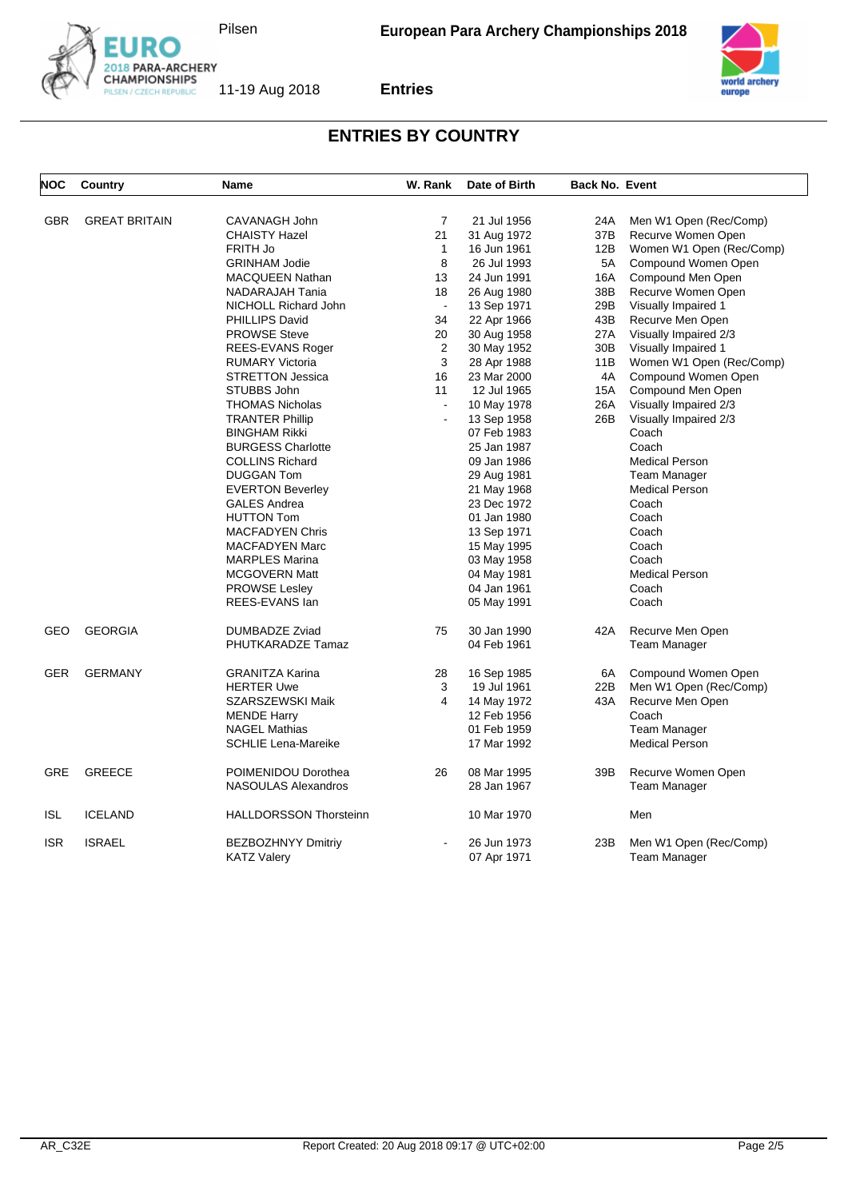# ENTRIES BY COUNTRY

| NOC | Country | Name | W. Rank | Date of Birth | Back No. | Event |
|---|---|---|---|---|---|---|
| GBR | GREAT BRITAIN | CAVANAGH John | 7 | 21 Jul 1956 | 24A | Men W1 Open (Rec/Comp) |
| | | CHAISTY Hazel | 21 | 31 Aug 1972 | 37B | Recurve Women Open |
| | | FRITH Jo | 1 | 16 Jun 1961 | 12B | Women W1 Open (Rec/Comp) |
| | | GRINHAM Jodie | 8 | 26 Jul 1993 | 5A | Compound Women Open |
| | | MACQUEEN Nathan | 13 | 24 Jun 1991 | 16A | Compound Men Open |
| | | NADARAJAH Tania | 18 | 26 Aug 1980 | 38B | Recurve Women Open |
| | | NICHOLL Richard John | - | 13 Sep 1971 | 29B | Visually Impaired 1 |
| | | PHILLIPS David | 34 | 22 Apr 1966 | 43B | Recurve Men Open |
| | | PROWSE Steve | 20 | 30 Aug 1958 | 27A | Visually Impaired 2/3 |
| | | REES-EVANS Roger | 2 | 30 May 1952 | 30B | Visually Impaired 1 |
| | | RUMARY Victoria | 3 | 28 Apr 1988 | 11B | Women W1 Open (Rec/Comp) |
| | | STRETTON Jessica | 16 | 23 Mar 2000 | 4A | Compound Women Open |
| | | STUBBS John | 11 | 12 Jul 1965 | 15A | Compound Men Open |
| | | THOMAS Nicholas | - | 10 May 1978 | 26A | Visually Impaired 2/3 |
| | | TRANTER Phillip | - | 13 Sep 1958 | 26B | Visually Impaired 2/3 |
| | | BINGHAM Rikki | | 07 Feb 1983 | | Coach |
| | | BURGESS Charlotte | | 25 Jan 1987 | | Coach |
| | | COLLINS Richard | | 09 Jan 1986 | | Medical Person |
| | | DUGGAN Tom | | 29 Aug 1981 | | Team Manager |
| | | EVERTON Beverley | | 21 May 1968 | | Medical Person |
| | | GALES Andrea | | 23 Dec 1972 | | Coach |
| | | HUTTON Tom | | 01 Jan 1980 | | Coach |
| | | MACFADYEN Chris | | 13 Sep 1971 | | Coach |
| | | MACFADYEN Marc | | 15 May 1995 | | Coach |
| | | MARPLES Marina | | 03 May 1958 | | Coach |
| | | MCGOVERN Matt | | 04 May 1981 | | Medical Person |
| | | PROWSE Lesley | | 04 Jan 1961 | | Coach |
| | | REES-EVANS Ian | | 05 May 1991 | | Coach |
| GEO | GEORGIA | DUMBADZE Zviad | 75 | 30 Jan 1990 | 42A | Recurve Men Open |
| | | PHUTKARADZE Tamaz | | 04 Feb 1961 | | Team Manager |
| GER | GERMANY | GRANITZA Karina | 28 | 16 Sep 1985 | 6A | Compound Women Open |
| | | HERTER Uwe | 3 | 19 Jul 1961 | 22B | Men W1 Open (Rec/Comp) |
| | | SZARSZEWSKI Maik | 4 | 14 May 1972 | 43A | Recurve Men Open |
| | | MENDE Harry | | 12 Feb 1956 | | Coach |
| | | NAGEL Mathias | | 01 Feb 1959 | | Team Manager |
| | | SCHLIE Lena-Mareike | | 17 Mar 1992 | | Medical Person |
| GRE | GREECE | POIMENIDOU Dorothea | 26 | 08 Mar 1995 | 39B | Recurve Women Open |
| | | NASOULAS Alexandros | | 28 Jan 1967 | | Team Manager |
| ISL | ICELAND | HALLDORSSON Thorsteinn | | 10 Mar 1970 | | Men |
| ISR | ISRAEL | BEZBOZHNYY Dmitriy | - | 26 Jun 1973 | 23B | Men W1 Open (Rec/Comp) |
| | | KATZ Valery | | 07 Apr 1971 | | Team Manager |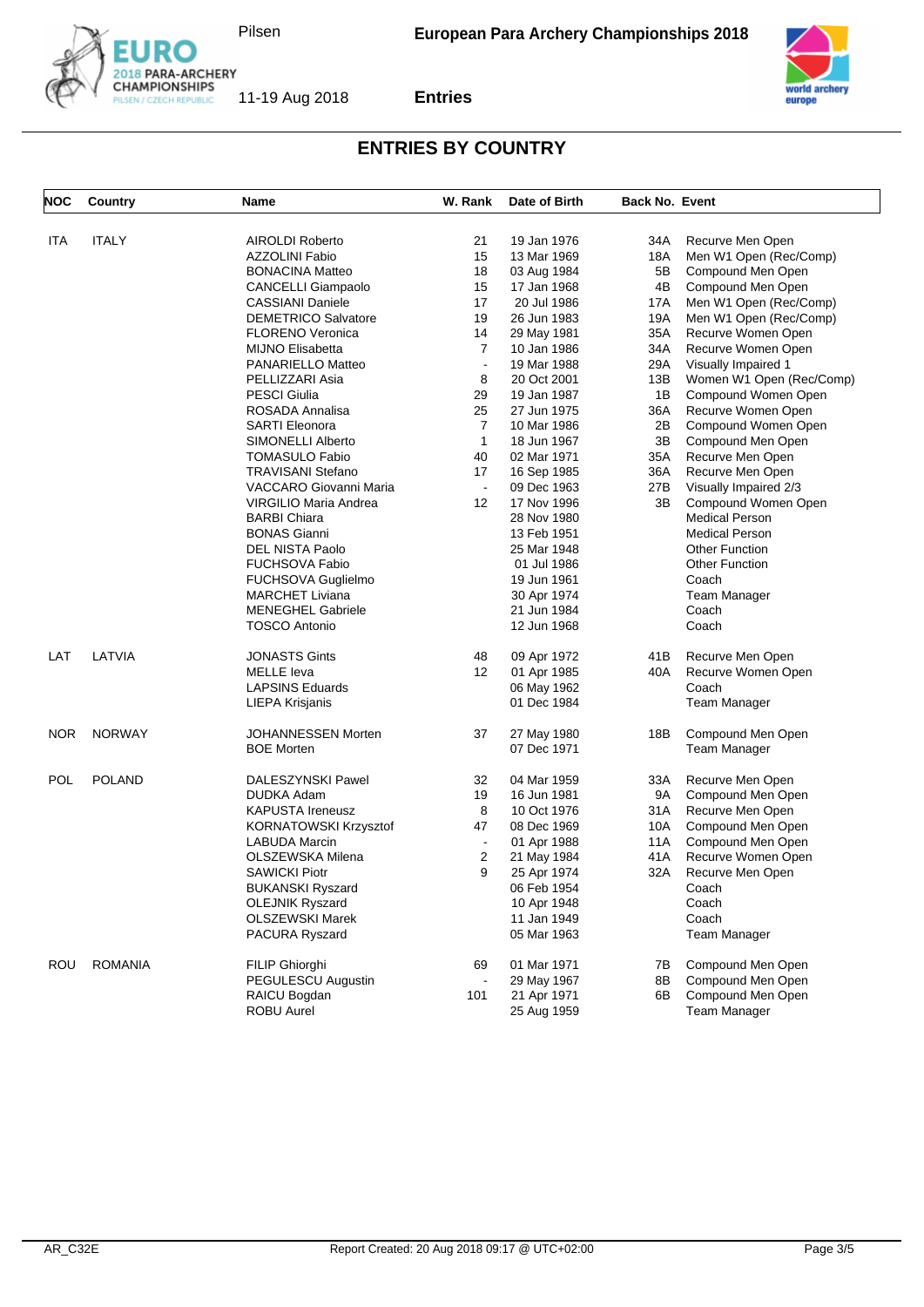## ENTRIES BY COUNTRY

| NOC | Country | Name | W. Rank | Date of Birth | Back No. | Event |
|---|---|---|---|---|---|---|
| ITA | ITALY | AIROLDI Roberto | 21 | 19 Jan 1976 | 34A | Recurve Men Open |
| | | AZZOLINI Fabio | 15 | 13 Mar 1969 | 18A | Men W1 Open (Rec/Comp) |
| | | BONACINA Matteo | 18 | 03 Aug 1984 | 5B | Compound Men Open |
| | | CANCELLI Giampaolo | 15 | 17 Jan 1968 | 4B | Compound Men Open |
| | | CASSIANI Daniele | 17 | 20 Jul 1986 | 17A | Men W1 Open (Rec/Comp) |
| | | DEMETRICO Salvatore | 19 | 26 Jun 1983 | 19A | Men W1 Open (Rec/Comp) |
| | | FLORENO Veronica | 14 | 29 May 1981 | 35A | Recurve Women Open |
| | | MIJNO Elisabetta | 7 | 10 Jan 1986 | 34A | Recurve Women Open |
| | | PANARIELLO Matteo | - | 19 Mar 1988 | 29A | Visually Impaired 1 |
| | | PELLIZZARI Asia | 8 | 20 Oct 2001 | 13B | Women W1 Open (Rec/Comp) |
| | | PESCI Giulia | 29 | 19 Jan 1987 | 1B | Compound Women Open |
| | | ROSADA Annalisa | 25 | 27 Jun 1975 | 36A | Recurve Women Open |
| | | SARTI Eleonora | 7 | 10 Mar 1986 | 2B | Compound Women Open |
| | | SIMONELLI Alberto | 1 | 18 Jun 1967 | 3B | Compound Men Open |
| | | TOMASULO Fabio | 40 | 02 Mar 1971 | 35A | Recurve Men Open |
| | | TRAVISANI Stefano | 17 | 16 Sep 1985 | 36A | Recurve Men Open |
| | | VACCARO Giovanni Maria | - | 09 Dec 1963 | 27B | Visually Impaired 2/3 |
| | | VIRGILIO Maria Andrea | 12 | 17 Nov 1996 | 3B | Compound Women Open |
| | | BARBI Chiara | | 28 Nov 1980 | | Medical Person |
| | | BONAS Gianni | | 13 Feb 1951 | | Medical Person |
| | | DEL NISTA Paolo | | 25 Mar 1948 | | Other Function |
| | | FUCHSOVA Fabio | | 01 Jul 1986 | | Other Function |
| | | FUCHSOVA Guglielmo | | 19 Jun 1961 | | Coach |
| | | MARCHET Liviana | | 30 Apr 1974 | | Team Manager |
| | | MENEGHEL Gabriele | | 21 Jun 1984 | | Coach |
| | | TOSCO Antonio | | 12 Jun 1968 | | Coach |
| LAT | LATVIA | JONASTS Gints | 48 | 09 Apr 1972 | 41B | Recurve Men Open |
| | | MELLE Ieva | 12 | 01 Apr 1985 | 40A | Recurve Women Open |
| | | LAPSINS Eduards | | 06 May 1962 | | Coach |
| | | LIEPA Krisjanis | | 01 Dec 1984 | | Team Manager |
| NOR | NORWAY | JOHANNESSEN Morten | 37 | 27 May 1980 | 18B | Compound Men Open |
| | | BOE Morten | | 07 Dec 1971 | | Team Manager |
| POL | POLAND | DALESZYNSKI Pawel | 32 | 04 Mar 1959 | 33A | Recurve Men Open |
| | | DUDKA Adam | 19 | 16 Jun 1981 | 9A | Compound Men Open |
| | | KAPUSTA Ireneusz | 8 | 10 Oct 1976 | 31A | Recurve Men Open |
| | | KORNATOWSKI Krzysztof | 47 | 08 Dec 1969 | 10A | Compound Men Open |
| | | LABUDA Marcin | - | 01 Apr 1988 | 11A | Compound Men Open |
| | | OLSZEWSKA Milena | 2 | 21 May 1984 | 41A | Recurve Women Open |
| | | SAWICKI Piotr | 9 | 25 Apr 1974 | 32A | Recurve Men Open |
| | | BUKANSKI Ryszard | | 06 Feb 1954 | | Coach |
| | | OLEJNIK Ryszard | | 10 Apr 1948 | | Coach |
| | | OLSZEWSKI Marek | | 11 Jan 1949 | | Coach |
| | | PACURA Ryszard | | 05 Mar 1963 | | Team Manager |
| ROU | ROMANIA | FILIP Ghiorghi | 69 | 01 Mar 1971 | 7B | Compound Men Open |
| | | PEGULESCU Augustin | - | 29 May 1967 | 8B | Compound Men Open |
| | | RAICU Bogdan | 101 | 21 Apr 1971 | 6B | Compound Men Open |
| | | ROBU Aurel | | 25 Aug 1959 | | Team Manager |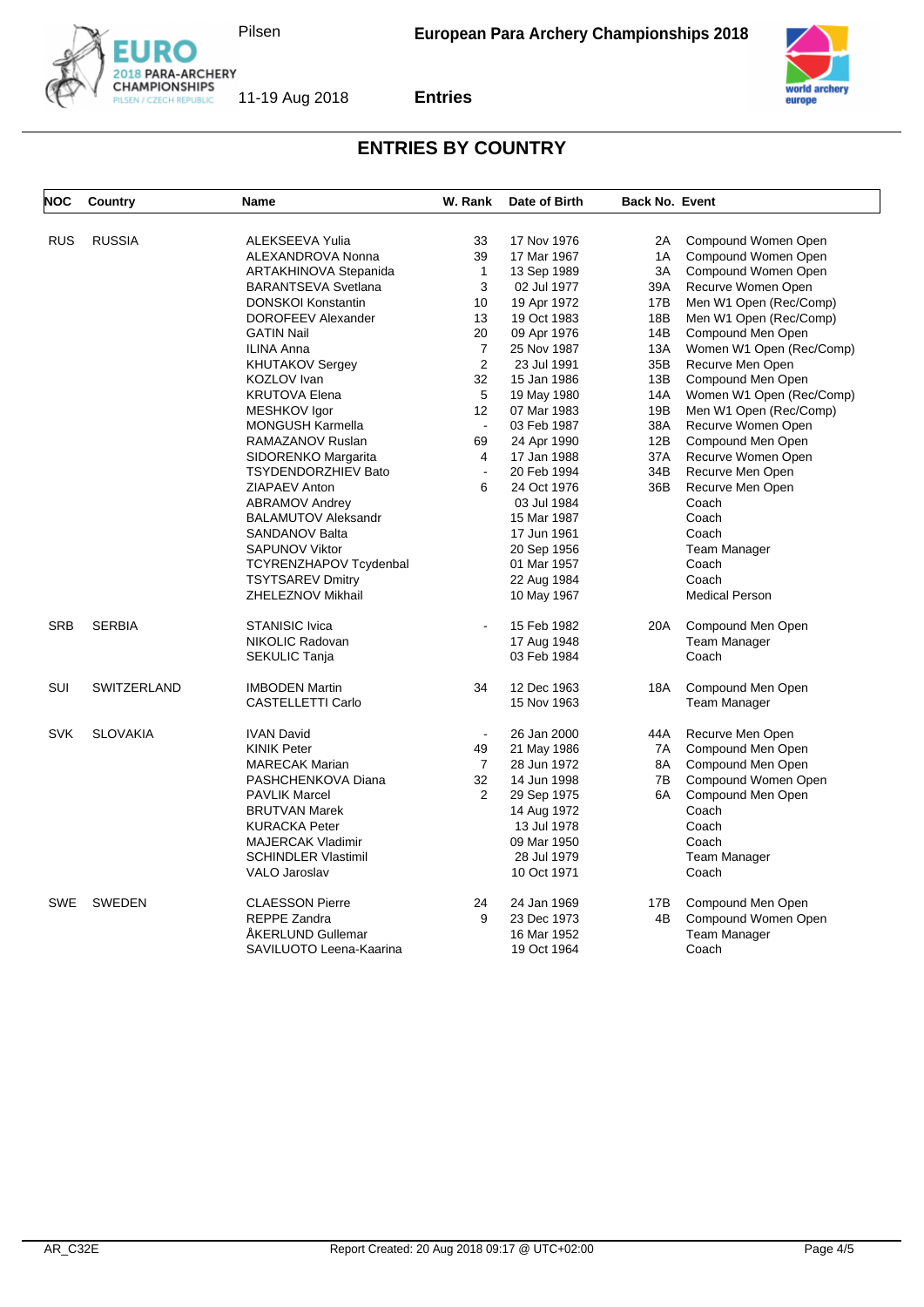## ENTRIES BY COUNTRY

| NOC | Country | Name | W. Rank | Date of Birth | Back No. | Event |
|---|---|---|---|---|---|---|
| RUS | RUSSIA | ALEKSEEVA Yulia | 33 | 17 Nov 1976 | 2A | Compound Women Open |
| | | ALEXANDROVA Nonna | 39 | 17 Mar 1967 | 1A | Compound Women Open |
| | | ARTAKHINOVA Stepanida | 1 | 13 Sep 1989 | 3A | Compound Women Open |
| | | BARANTSEVA Svetlana | 3 | 02 Jul 1977 | 39A | Recurve Women Open |
| | | DONSKOI Konstantin | 10 | 19 Apr 1972 | 17B | Men W1 Open (Rec/Comp) |
| | | DOROFEEV Alexander | 13 | 19 Oct 1983 | 18B | Men W1 Open (Rec/Comp) |
| | | GATIN Nail | 20 | 09 Apr 1976 | 14B | Compound Men Open |
| | | ILINA Anna | 7 | 25 Nov 1987 | 13A | Women W1 Open (Rec/Comp) |
| | | KHUTAKOV Sergey | 2 | 23 Jul 1991 | 35B | Recurve Men Open |
| | | KOZLOV Ivan | 32 | 15 Jan 1986 | 13B | Compound Men Open |
| | | KRUTOVA Elena | 5 | 19 May 1980 | 14A | Women W1 Open (Rec/Comp) |
| | | MESHKOV Igor | 12 | 07 Mar 1983 | 19B | Men W1 Open (Rec/Comp) |
| | | MONGUSH Karmella | - | 03 Feb 1987 | 38A | Recurve Women Open |
| | | RAMAZANOV Ruslan | 69 | 24 Apr 1990 | 12B | Compound Men Open |
| | | SIDORENKO Margarita | 4 | 17 Jan 1988 | 37A | Recurve Women Open |
| | | TSYDENDORZHIEV Bato | - | 20 Feb 1994 | 34B | Recurve Men Open |
| | | ZIAPAEV Anton | 6 | 24 Oct 1976 | 36B | Recurve Men Open |
| | | ABRAMOV Andrey | | 03 Jul 1984 | | Coach |
| | | BALAMUTOV Aleksandr | | 15 Mar 1987 | | Coach |
| | | SANDANOV Balta | | 17 Jun 1961 | | Coach |
| | | SAPUNOV Viktor | | 20 Sep 1956 | | Team Manager |
| | | TCYRENZHAPOV Tcydenbal | | 01 Mar 1957 | | Coach |
| | | TSYTSAREV Dmitry | | 22 Aug 1984 | | Coach |
| | | ZHELEZNOV Mikhail | | 10 May 1967 | | Medical Person |
| SRB | SERBIA | STANISIC Ivica | - | 15 Feb 1982 | 20A | Compound Men Open |
| | | NIKOLIC Radovan | | 17 Aug 1948 | | Team Manager |
| | | SEKULIC Tanja | | 03 Feb 1984 | | Coach |
| SUI | SWITZERLAND | IMBODEN Martin | 34 | 12 Dec 1963 | 18A | Compound Men Open |
| | | CASTELLETTI Carlo | | 15 Nov 1963 | | Team Manager |
| SVK | SLOVAKIA | IVAN David | - | 26 Jan 2000 | 44A | Recurve Men Open |
| | | KINIK Peter | 49 | 21 May 1986 | 7A | Compound Men Open |
| | | MARECAK Marian | 7 | 28 Jun 1972 | 8A | Compound Men Open |
| | | PASHCHENKOVA Diana | 32 | 14 Jun 1998 | 7B | Compound Women Open |
| | | PAVLIK Marcel | 2 | 29 Sep 1975 | 6A | Compound Men Open |
| | | BRUTVAN Marek | | 14 Aug 1972 | | Coach |
| | | KURACKA Peter | | 13 Jul 1978 | | Coach |
| | | MAJERCAK Vladimir | | 09 Mar 1950 | | Coach |
| | | SCHINDLER Vlastimil | | 28 Jul 1979 | | Team Manager |
| | | VALO Jaroslav | | 10 Oct 1971 | | Coach |
| SWE | SWEDEN | CLAESSON Pierre | 24 | 24 Jan 1969 | 17B | Compound Men Open |
| | | REPPE Zandra | 9 | 23 Dec 1973 | 4B | Compound Women Open |
| | | ÅKERLUND Gullemar | | 16 Mar 1952 | | Team Manager |
| | | SAVILUOTO Leena-Kaarina | | 19 Oct 1964 | | Coach |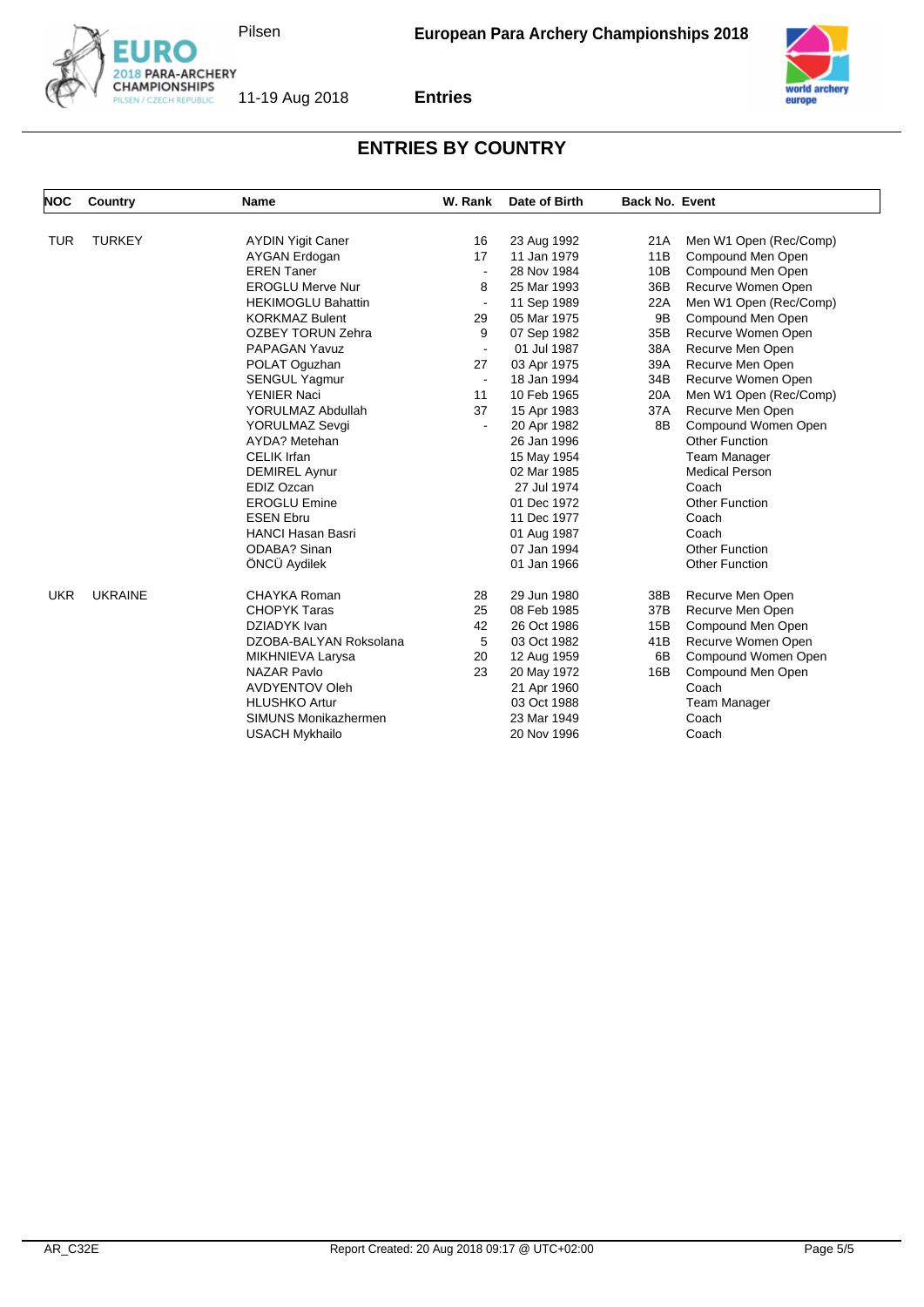# ENTRIES BY COUNTRY

| NOC | Country | Name | W. Rank | Date of Birth | Back No. | Event |
|---|---|---|---|---|---|---|
| TUR | TURKEY | AYDIN Yigit Caner | 16 | 23 Aug 1992 | 21A | Men W1 Open (Rec/Comp) |
| | | AYGAN Erdogan | 17 | 11 Jan 1979 | 11B | Compound Men Open |
| | | EREN Taner | - | 28 Nov 1984 | 10B | Compound Men Open |
| | | EROGLU Merve Nur | 8 | 25 Mar 1993 | 36B | Recurve Women Open |
| | | HEKIMOGLU Bahattin | - | 11 Sep 1989 | 22A | Men W1 Open (Rec/Comp) |
| | | KORKMAZ Bulent | 29 | 05 Mar 1975 | 9B | Compound Men Open |
| | | OZBEY TORUN Zehra | 9 | 07 Sep 1982 | 35B | Recurve Women Open |
| | | PAPAGAN Yavuz | - | 01 Jul 1987 | 38A | Recurve Men Open |
| | | POLAT Oguzhan | 27 | 03 Apr 1975 | 39A | Recurve Men Open |
| | | SENGUL Yagmur | - | 18 Jan 1994 | 34B | Recurve Women Open |
| | | YENIER Naci | 11 | 10 Feb 1965 | 20A | Men W1 Open (Rec/Comp) |
| | | YORULMAZ Abdullah | 37 | 15 Apr 1983 | 37A | Recurve Men Open |
| | | YORULMAZ Sevgi | - | 20 Apr 1982 | 8B | Compound Women Open |
| | | AYDA? Metehan | | 26 Jan 1996 | | Other Function |
| | | CELIK Irfan | | 15 May 1954 | | Team Manager |
| | | DEMIREL Aynur | | 02 Mar 1985 | | Medical Person |
| | | EDIZ Ozcan | | 27 Jul 1974 | | Coach |
| | | EROGLU Emine | | 01 Dec 1972 | | Other Function |
| | | ESEN Ebru | | 11 Dec 1977 | | Coach |
| | | HANCI Hasan Basri | | 01 Aug 1987 | | Coach |
| | | ODABA? Sinan | | 07 Jan 1994 | | Other Function |
| | | ÖNCÜ Aydilek | | 01 Jan 1966 | | Other Function |
| UKR | UKRAINE | CHAYKA Roman | 28 | 29 Jun 1980 | 38B | Recurve Men Open |
| | | CHOPYK Taras | 25 | 08 Feb 1985 | 37B | Recurve Men Open |
| | | DZIADYK Ivan | 42 | 26 Oct 1986 | 15B | Compound Men Open |
| | | DZOBA-BALYAN Roksolana | 5 | 03 Oct 1982 | 41B | Recurve Women Open |
| | | MIKHNIEVA Larysa | 20 | 12 Aug 1959 | 6B | Compound Women Open |
| | | NAZAR Pavlo | 23 | 20 May 1972 | 16B | Compound Men Open |
| | | AVDYENTOV Oleh | | 21 Apr 1960 | | Coach |
| | | HLUSHKO Artur | | 03 Oct 1988 | | Team Manager |
| | | SIMUNS Monikazhermen | | 23 Mar 1949 | | Coach |
| | | USACH Mykhailo | | 20 Nov 1996 | | Coach |